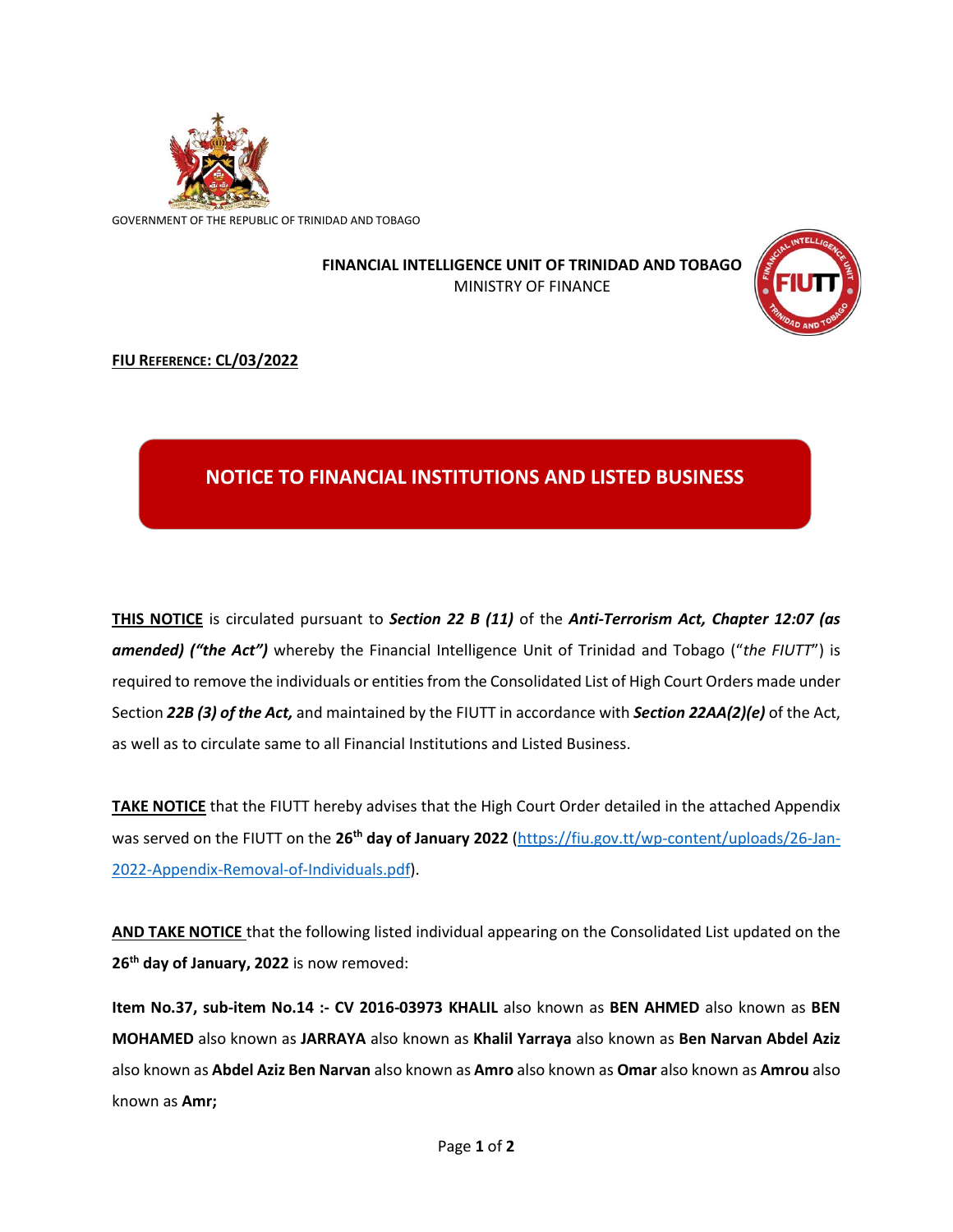GOVERNMENT OF THE REPUBLIC OF TRINIDAD AND TOBAGO

**FINANCIAL INTELLIGENCE UNIT OF TRINIDAD AND TOBAGO**
MINISTRY OF FINANCE

**FIU REFERENCE: CL/03/2022**

# NOTICE TO FINANCIAL INSTITUTIONS AND LISTED BUSINESS

**THIS NOTICE** is circulated pursuant to ***Section 22 B (11)*** of the ***Anti-Terrorism Act, Chapter 12:07 (as amended) ("the Act")*** whereby the Financial Intelligence Unit of Trinidad and Tobago ("*the FIUTT*") is required to remove the individuals or entities from the Consolidated List of High Court Orders made under Section ***22B (3) of the Act,*** and maintained by the FIUTT in accordance with ***Section 22AA(2)(e)*** of the Act, as well as to circulate same to all Financial Institutions and Listed Business.

**TAKE NOTICE** that the FIUTT hereby advises that the High Court Order detailed in the attached Appendix was served on the FIUTT on the **26th day of January 2022** (https://fiu.gov.tt/wp-content/uploads/26-Jan-2022-Appendix-Removal-of-Individuals.pdf).

**AND TAKE NOTICE** that the following listed individual appearing on the Consolidated List updated on the **26th day of January, 2022** is now removed:

**Item No.37, sub-item No.14 :- CV 2016-03973 KHALIL** also known as **BEN AHMED** also known as **BEN MOHAMED** also known as **JARRAYA** also known as **Khalil Yarraya** also known as **Ben Narvan Abdel Aziz** also known as **Abdel Aziz Ben Narvan** also known as **Amro** also known as **Omar** also known as **Amrou** also known as **Amr;**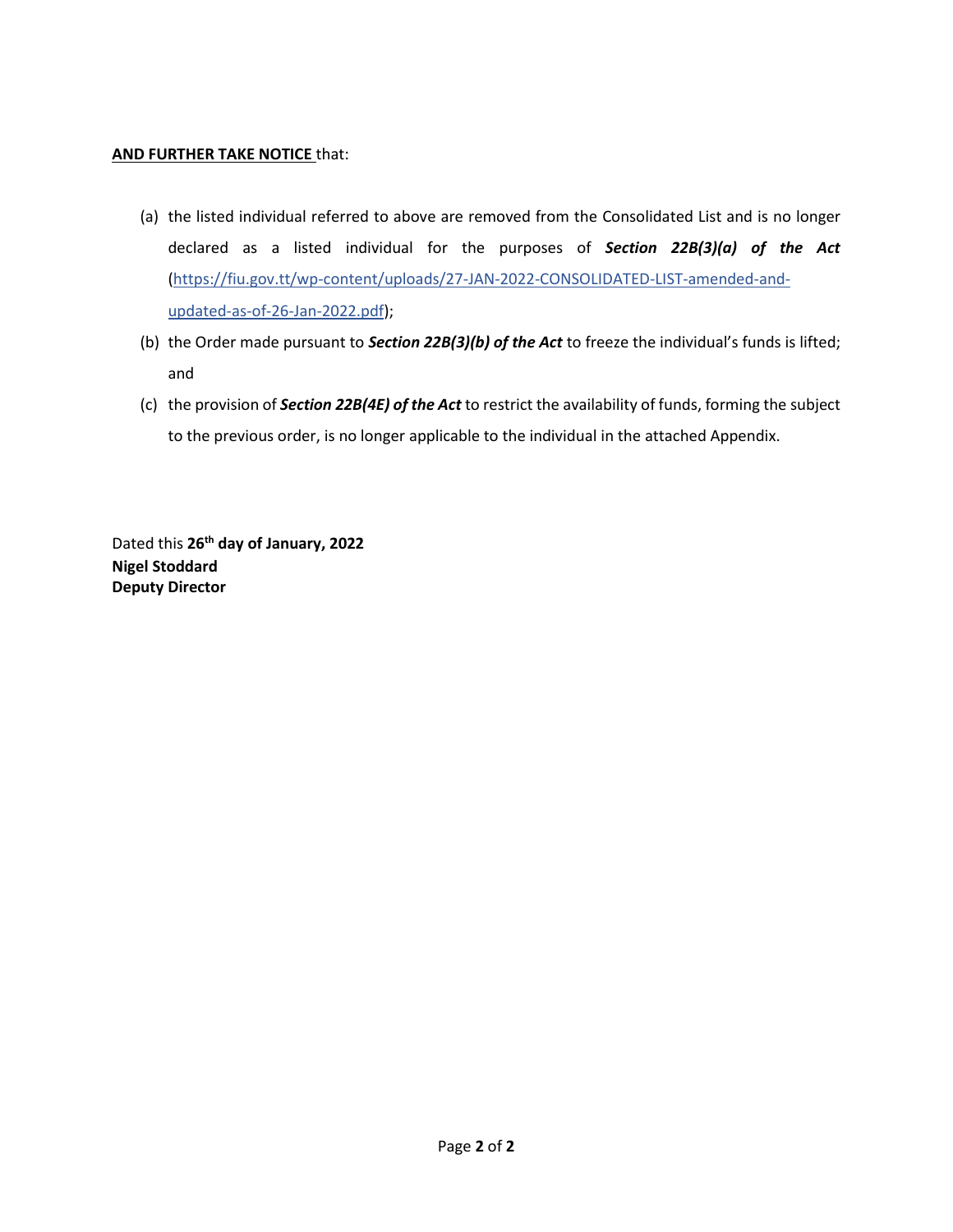**AND FURTHER TAKE NOTICE** that:

(a) the listed individual referred to above are removed from the Consolidated List and is no longer declared as a listed individual for the purposes of ***Section 22B(3)(a) of the Act*** (https://fiu.gov.tt/wp-content/uploads/27-JAN-2022-CONSOLIDATED-LIST-amended-and-updated-as-of-26-Jan-2022.pdf);

(b) the Order made pursuant to ***Section 22B(3)(b) of the Act*** to freeze the individual's funds is lifted; and

(c) the provision of ***Section 22B(4E) of the Act*** to restrict the availability of funds, forming the subject to the previous order, is no longer applicable to the individual in the attached Appendix.

Dated this **26th day of January, 2022**
**Nigel Stoddard**
**Deputy Director**